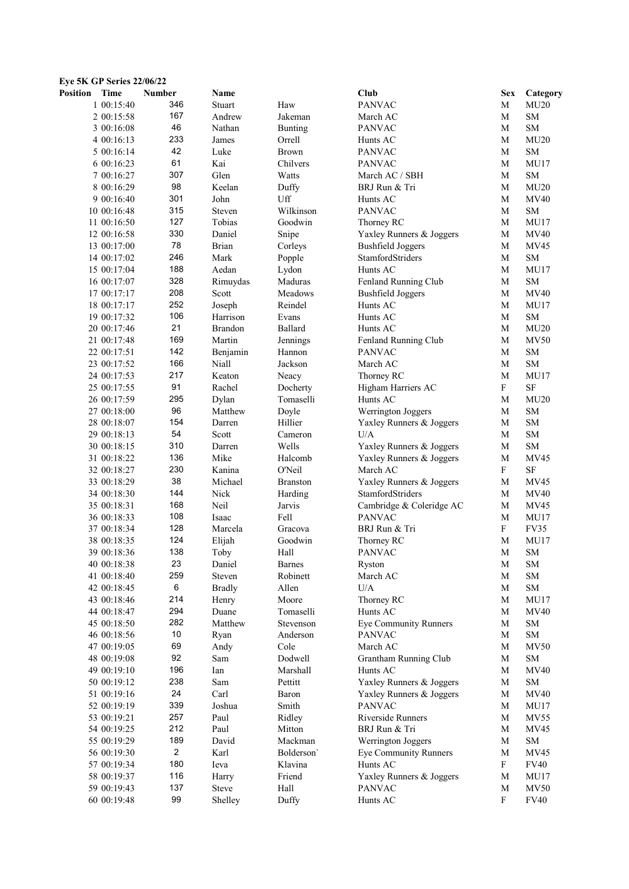**Eye 5K GP Series 22/06/22**

| Position | Time | Number | Name | | Club | Sex | Category |
|---|---|---|---|---|---|---|---|
| 1 | 00:15:40 | 346 | Stuart | Haw | PANVAC | M | MU20 |
| 2 | 00:15:58 | 167 | Andrew | Jakeman | March AC | M | SM |
| 3 | 00:16:08 | 46 | Nathan | Bunting | PANVAC | M | SM |
| 4 | 00:16:13 | 233 | James | Orrell | Hunts AC | M | MU20 |
| 5 | 00:16:14 | 42 | Luke | Brown | PANVAC | M | SM |
| 6 | 00:16:23 | 61 | Kai | Chilvers | PANVAC | M | MU17 |
| 7 | 00:16:27 | 307 | Glen | Watts | March AC / SBH | M | SM |
| 8 | 00:16:29 | 98 | Keelan | Duffy | BRJ Run & Tri | M | MU20 |
| 9 | 00:16:40 | 301 | John | Uff | Hunts AC | M | MV40 |
| 10 | 00:16:48 | 315 | Steven | Wilkinson | PANVAC | M | SM |
| 11 | 00:16:50 | 127 | Tobias | Goodwin | Thorney RC | M | MU17 |
| 12 | 00:16:58 | 330 | Daniel | Snipe | Yaxley Runners & Joggers | M | MV40 |
| 13 | 00:17:00 | 78 | Brian | Corleys | Bushfield Joggers | M | MV45 |
| 14 | 00:17:02 | 246 | Mark | Popple | StamfordStriders | M | SM |
| 15 | 00:17:04 | 188 | Aedan | Lydon | Hunts AC | M | MU17 |
| 16 | 00:17:07 | 328 | Rimuydas | Maduras | Fenland Running Club | M | SM |
| 17 | 00:17:17 | 208 | Scott | Meadows | Bushfield Joggers | M | MV40 |
| 18 | 00:17:17 | 252 | Joseph | Reindel | Hunts AC | M | MU17 |
| 19 | 00:17:32 | 106 | Harrison | Evans | Hunts AC | M | SM |
| 20 | 00:17:46 | 21 | Brandon | Ballard | Hunts AC | M | MU20 |
| 21 | 00:17:48 | 169 | Martin | Jennings | Fenland Running Club | M | MV50 |
| 22 | 00:17:51 | 142 | Benjamin | Hannon | PANVAC | M | SM |
| 23 | 00:17:52 | 166 | Niall | Jackson | March AC | M | SM |
| 24 | 00:17:53 | 217 | Keaton | Neacy | Thorney RC | M | MU17 |
| 25 | 00:17:55 | 91 | Rachel | Docherty | Higham Harriers AC | F | SF |
| 26 | 00:17:59 | 295 | Dylan | Tomaselli | Hunts AC | M | MU20 |
| 27 | 00:18:00 | 96 | Matthew | Doyle | Werrington Joggers | M | SM |
| 28 | 00:18:07 | 154 | Darren | Hillier | Yaxley Runners & Joggers | M | SM |
| 29 | 00:18:13 | 54 | Scott | Cameron | U/A | M | SM |
| 30 | 00:18:15 | 310 | Darren | Wells | Yaxley Runners & Joggers | M | SM |
| 31 | 00:18:22 | 136 | Mike | Halcomb | Yaxley Runners & Joggers | M | MV45 |
| 32 | 00:18:27 | 230 | Kanina | O'Neil | March AC | F | SF |
| 33 | 00:18:29 | 38 | Michael | Branston | Yaxley Runners & Joggers | M | MV45 |
| 34 | 00:18:30 | 144 | Nick | Harding | StamfordStriders | M | MV40 |
| 35 | 00:18:31 | 168 | Neil | Jarvis | Cambridge & Coleridge AC | M | MV45 |
| 36 | 00:18:33 | 108 | Isaac | Fell | PANVAC | M | MU17 |
| 37 | 00:18:34 | 128 | Marcela | Gracova | BRJ Run & Tri | F | FV35 |
| 38 | 00:18:35 | 124 | Elijah | Goodwin | Thorney RC | M | MU17 |
| 39 | 00:18:36 | 138 | Toby | Hall | PANVAC | M | SM |
| 40 | 00:18:38 | 23 | Daniel | Barnes | Ryston | M | SM |
| 41 | 00:18:40 | 259 | Steven | Robinett | March AC | M | SM |
| 42 | 00:18:45 | 6 | Bradly | Allen | U/A | M | SM |
| 43 | 00:18:46 | 214 | Henry | Moore | Thorney RC | M | MU17 |
| 44 | 00:18:47 | 294 | Duane | Tomaselli | Hunts AC | M | MV40 |
| 45 | 00:18:50 | 282 | Matthew | Stevenson | Eye Community Runners | M | SM |
| 46 | 00:18:56 | 10 | Ryan | Anderson | PANVAC | M | SM |
| 47 | 00:19:05 | 69 | Andy | Cole | March AC | M | MV50 |
| 48 | 00:19:08 | 92 | Sam | Dodwell | Grantham Running Club | M | SM |
| 49 | 00:19:10 | 196 | Ian | Marshall | Hunts AC | M | MV40 |
| 50 | 00:19:12 | 238 | Sam | Pettitt | Yaxley Runners & Joggers | M | SM |
| 51 | 00:19:16 | 24 | Carl | Baron | Yaxley Runners & Joggers | M | MV40 |
| 52 | 00:19:19 | 339 | Joshua | Smith | PANVAC | M | MU17 |
| 53 | 00:19:21 | 257 | Paul | Ridley | Riverside Runners | M | MV55 |
| 54 | 00:19:25 | 212 | Paul | Mitton | BRJ Run & Tri | M | MV45 |
| 55 | 00:19:29 | 189 | David | Mackman | Werrington Joggers | M | SM |
| 56 | 00:19:30 | 2 | Karl | Bolderson` | Eye Community Runners | M | MV45 |
| 57 | 00:19:34 | 180 | Ieva | Klavina | Hunts AC | F | FV40 |
| 58 | 00:19:37 | 116 | Harry | Friend | Yaxley Runners & Joggers | M | MU17 |
| 59 | 00:19:43 | 137 | Steve | Hall | PANVAC | M | MV50 |
| 60 | 00:19:48 | 99 | Shelley | Duffy | Hunts AC | F | FV40 |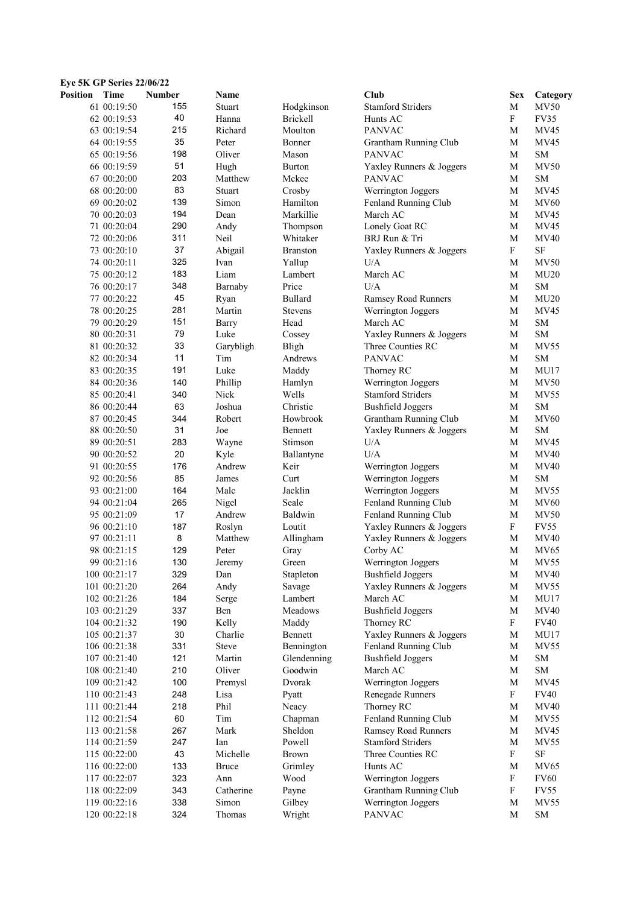**Eye 5K GP Series 22/06/22**

| Position | Time | Number | Name | | Club | Sex | Category |
|---|---|---|---|---|---|---|---|
| 61 | 00:19:50 | 155 | Stuart | Hodgkinson | Stamford Striders | M | MV50 |
| 62 | 00:19:53 | 40 | Hanna | Brickell | Hunts AC | F | FV35 |
| 63 | 00:19:54 | 215 | Richard | Moulton | PANVAC | M | MV45 |
| 64 | 00:19:55 | 35 | Peter | Bonner | Grantham Running Club | M | MV45 |
| 65 | 00:19:56 | 198 | Oliver | Mason | PANVAC | M | SM |
| 66 | 00:19:59 | 51 | Hugh | Burton | Yaxley Runners & Joggers | M | MV50 |
| 67 | 00:20:00 | 203 | Matthew | Mckee | PANVAC | M | SM |
| 68 | 00:20:00 | 83 | Stuart | Crosby | Werrington Joggers | M | MV45 |
| 69 | 00:20:02 | 139 | Simon | Hamilton | Fenland Running Club | M | MV60 |
| 70 | 00:20:03 | 194 | Dean | Markillie | March AC | M | MV45 |
| 71 | 00:20:04 | 290 | Andy | Thompson | Lonely Goat RC | M | MV45 |
| 72 | 00:20:06 | 311 | Neil | Whitaker | BRJ Run & Tri | M | MV40 |
| 73 | 00:20:10 | 37 | Abigail | Branston | Yaxley Runners & Joggers | F | SF |
| 74 | 00:20:11 | 325 | Ivan | Yallup | U/A | M | MV50 |
| 75 | 00:20:12 | 183 | Liam | Lambert | March AC | M | MU20 |
| 76 | 00:20:17 | 348 | Barnaby | Price | U/A | M | SM |
| 77 | 00:20:22 | 45 | Ryan | Bullard | Ramsey Road Runners | M | MU20 |
| 78 | 00:20:25 | 281 | Martin | Stevens | Werrington Joggers | M | MV45 |
| 79 | 00:20:29 | 151 | Barry | Head | March AC | M | SM |
| 80 | 00:20:31 | 79 | Luke | Cossey | Yaxley Runners & Joggers | M | SM |
| 81 | 00:20:32 | 33 | Garybligh | Bligh | Three Counties RC | M | MV55 |
| 82 | 00:20:34 | 11 | Tim | Andrews | PANVAC | M | SM |
| 83 | 00:20:35 | 191 | Luke | Maddy | Thorney RC | M | MU17 |
| 84 | 00:20:36 | 140 | Phillip | Hamlyn | Werrington Joggers | M | MV50 |
| 85 | 00:20:41 | 340 | Nick | Wells | Stamford Striders | M | MV55 |
| 86 | 00:20:44 | 63 | Joshua | Christie | Bushfield Joggers | M | SM |
| 87 | 00:20:45 | 344 | Robert | Howbrook | Grantham Running Club | M | MV60 |
| 88 | 00:20:50 | 31 | Joe | Bennett | Yaxley Runners & Joggers | M | SM |
| 89 | 00:20:51 | 283 | Wayne | Stimson | U/A | M | MV45 |
| 90 | 00:20:52 | 20 | Kyle | Ballantyne | U/A | M | MV40 |
| 91 | 00:20:55 | 176 | Andrew | Keir | Werrington Joggers | M | MV40 |
| 92 | 00:20:56 | 85 | James | Curt | Werrington Joggers | M | SM |
| 93 | 00:21:00 | 164 | Malc | Jacklin | Werrington Joggers | M | MV55 |
| 94 | 00:21:04 | 265 | Nigel | Seale | Fenland Running Club | M | MV60 |
| 95 | 00:21:09 | 17 | Andrew | Baldwin | Fenland Running Club | M | MV50 |
| 96 | 00:21:10 | 187 | Roslyn | Loutit | Yaxley Runners & Joggers | F | FV55 |
| 97 | 00:21:11 | 8 | Matthew | Allingham | Yaxley Runners & Joggers | M | MV40 |
| 98 | 00:21:15 | 129 | Peter | Gray | Corby AC | M | MV65 |
| 99 | 00:21:16 | 130 | Jeremy | Green | Werrington Joggers | M | MV55 |
| 100 | 00:21:17 | 329 | Dan | Stapleton | Bushfield Joggers | M | MV40 |
| 101 | 00:21:20 | 264 | Andy | Savage | Yaxley Runners & Joggers | M | MV55 |
| 102 | 00:21:26 | 184 | Serge | Lambert | March AC | M | MU17 |
| 103 | 00:21:29 | 337 | Ben | Meadows | Bushfield Joggers | M | MV40 |
| 104 | 00:21:32 | 190 | Kelly | Maddy | Thorney RC | F | FV40 |
| 105 | 00:21:37 | 30 | Charlie | Bennett | Yaxley Runners & Joggers | M | MU17 |
| 106 | 00:21:38 | 331 | Steve | Bennington | Fenland Running Club | M | MV55 |
| 107 | 00:21:40 | 121 | Martin | Glendenning | Bushfield Joggers | M | SM |
| 108 | 00:21:40 | 210 | Oliver | Goodwin | March AC | M | SM |
| 109 | 00:21:42 | 100 | Premysl | Dvorak | Werrington Joggers | M | MV45 |
| 110 | 00:21:43 | 248 | Lisa | Pyatt | Renegade Runners | F | FV40 |
| 111 | 00:21:44 | 218 | Phil | Neacy | Thorney RC | M | MV40 |
| 112 | 00:21:54 | 60 | Tim | Chapman | Fenland Running Club | M | MV55 |
| 113 | 00:21:58 | 267 | Mark | Sheldon | Ramsey Road Runners | M | MV45 |
| 114 | 00:21:59 | 247 | Ian | Powell | Stamford Striders | M | MV55 |
| 115 | 00:22:00 | 43 | Michelle | Brown | Three Counties RC | F | SF |
| 116 | 00:22:00 | 133 | Bruce | Grimley | Hunts AC | M | MV65 |
| 117 | 00:22:07 | 323 | Ann | Wood | Werrington Joggers | F | FV60 |
| 118 | 00:22:09 | 343 | Catherine | Payne | Grantham Running Club | F | FV55 |
| 119 | 00:22:16 | 338 | Simon | Gilbey | Werrington Joggers | M | MV55 |
| 120 | 00:22:18 | 324 | Thomas | Wright | PANVAC | M | SM |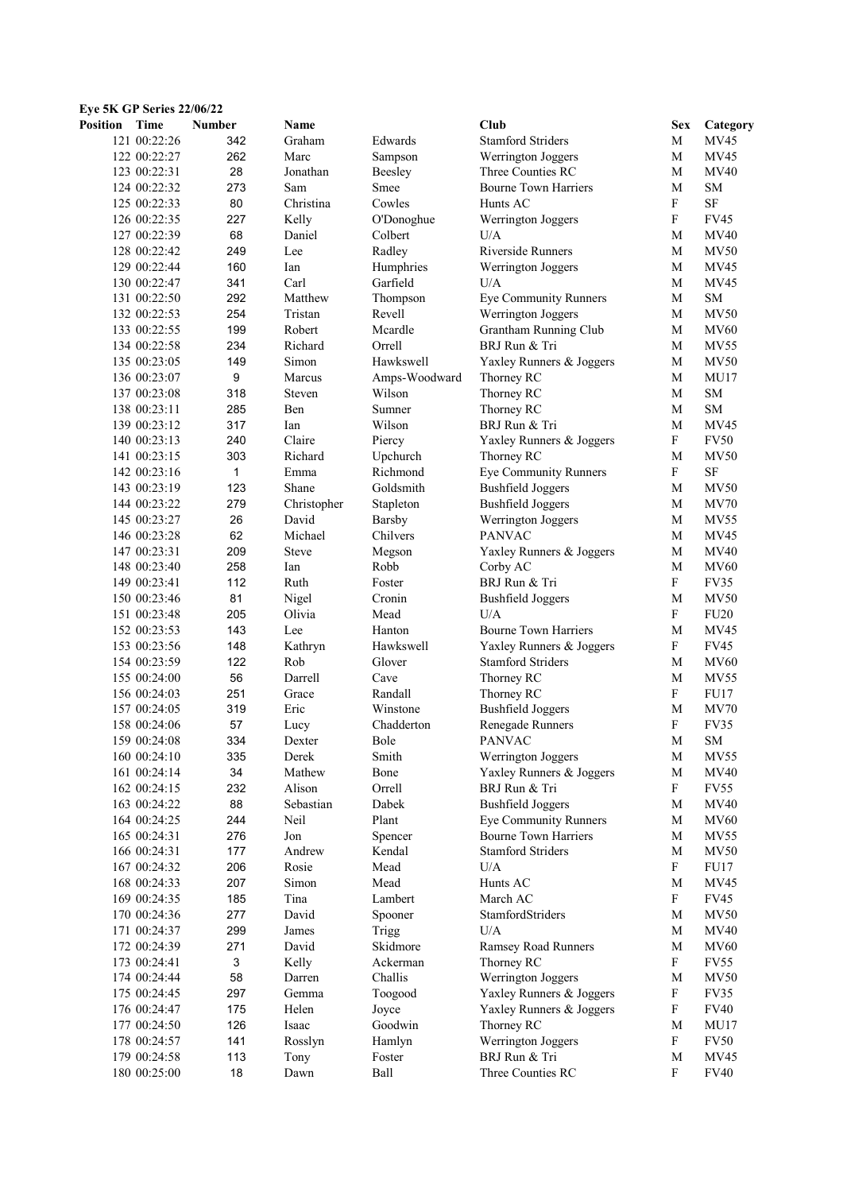**Eye 5K GP Series 22/06/22**

| Position | Time | Number | Name | | Club | Sex | Category |
|---|---|---|---|---|---|---|---|
| 121 | 00:22:26 | 342 | Graham | Edwards | Stamford Striders | M | MV45 |
| 122 | 00:22:27 | 262 | Marc | Sampson | Werrington Joggers | M | MV45 |
| 123 | 00:22:31 | 28 | Jonathan | Beesley | Three Counties RC | M | MV40 |
| 124 | 00:22:32 | 273 | Sam | Smee | Bourne Town Harriers | M | SM |
| 125 | 00:22:33 | 80 | Christina | Cowles | Hunts AC | F | SF |
| 126 | 00:22:35 | 227 | Kelly | O'Donoghue | Werrington Joggers | F | FV45 |
| 127 | 00:22:39 | 68 | Daniel | Colbert | U/A | M | MV40 |
| 128 | 00:22:42 | 249 | Lee | Radley | Riverside Runners | M | MV50 |
| 129 | 00:22:44 | 160 | Ian | Humphries | Werrington Joggers | M | MV45 |
| 130 | 00:22:47 | 341 | Carl | Garfield | U/A | M | MV45 |
| 131 | 00:22:50 | 292 | Matthew | Thompson | Eye Community Runners | M | SM |
| 132 | 00:22:53 | 254 | Tristan | Revell | Werrington Joggers | M | MV50 |
| 133 | 00:22:55 | 199 | Robert | Mcardle | Grantham Running Club | M | MV60 |
| 134 | 00:22:58 | 234 | Richard | Orrell | BRJ Run & Tri | M | MV55 |
| 135 | 00:23:05 | 149 | Simon | Hawkswell | Yaxley Runners & Joggers | M | MV50 |
| 136 | 00:23:07 | 9 | Marcus | Amps-Woodward | Thorney RC | M | MU17 |
| 137 | 00:23:08 | 318 | Steven | Wilson | Thorney RC | M | SM |
| 138 | 00:23:11 | 285 | Ben | Sumner | Thorney RC | M | SM |
| 139 | 00:23:12 | 317 | Ian | Wilson | BRJ Run & Tri | M | MV45 |
| 140 | 00:23:13 | 240 | Claire | Piercy | Yaxley Runners & Joggers | F | FV50 |
| 141 | 00:23:15 | 303 | Richard | Upchurch | Thorney RC | M | MV50 |
| 142 | 00:23:16 | 1 | Emma | Richmond | Eye Community Runners | F | SF |
| 143 | 00:23:19 | 123 | Shane | Goldsmith | Bushfield Joggers | M | MV50 |
| 144 | 00:23:22 | 279 | Christopher | Stapleton | Bushfield Joggers | M | MV70 |
| 145 | 00:23:27 | 26 | David | Barsby | Werrington Joggers | M | MV55 |
| 146 | 00:23:28 | 62 | Michael | Chilvers | PANVAC | M | MV45 |
| 147 | 00:23:31 | 209 | Steve | Megson | Yaxley Runners & Joggers | M | MV40 |
| 148 | 00:23:40 | 258 | Ian | Robb | Corby AC | M | MV60 |
| 149 | 00:23:41 | 112 | Ruth | Foster | BRJ Run & Tri | F | FV35 |
| 150 | 00:23:46 | 81 | Nigel | Cronin | Bushfield Joggers | M | MV50 |
| 151 | 00:23:48 | 205 | Olivia | Mead | U/A | F | FU20 |
| 152 | 00:23:53 | 143 | Lee | Hanton | Bourne Town Harriers | M | MV45 |
| 153 | 00:23:56 | 148 | Kathryn | Hawkswell | Yaxley Runners & Joggers | F | FV45 |
| 154 | 00:23:59 | 122 | Rob | Glover | Stamford Striders | M | MV60 |
| 155 | 00:24:00 | 56 | Darrell | Cave | Thorney RC | M | MV55 |
| 156 | 00:24:03 | 251 | Grace | Randall | Thorney RC | F | FU17 |
| 157 | 00:24:05 | 319 | Eric | Winstone | Bushfield Joggers | M | MV70 |
| 158 | 00:24:06 | 57 | Lucy | Chadderton | Renegade Runners | F | FV35 |
| 159 | 00:24:08 | 334 | Dexter | Bole | PANVAC | M | SM |
| 160 | 00:24:10 | 335 | Derek | Smith | Werrington Joggers | M | MV55 |
| 161 | 00:24:14 | 34 | Mathew | Bone | Yaxley Runners & Joggers | M | MV40 |
| 162 | 00:24:15 | 232 | Alison | Orrell | BRJ Run & Tri | F | FV55 |
| 163 | 00:24:22 | 88 | Sebastian | Dabek | Bushfield Joggers | M | MV40 |
| 164 | 00:24:25 | 244 | Neil | Plant | Eye Community Runners | M | MV60 |
| 165 | 00:24:31 | 276 | Jon | Spencer | Bourne Town Harriers | M | MV55 |
| 166 | 00:24:31 | 177 | Andrew | Kendal | Stamford Striders | M | MV50 |
| 167 | 00:24:32 | 206 | Rosie | Mead | U/A | F | FU17 |
| 168 | 00:24:33 | 207 | Simon | Mead | Hunts AC | M | MV45 |
| 169 | 00:24:35 | 185 | Tina | Lambert | March AC | F | FV45 |
| 170 | 00:24:36 | 277 | David | Spooner | StamfordStriders | M | MV50 |
| 171 | 00:24:37 | 299 | James | Trigg | U/A | M | MV40 |
| 172 | 00:24:39 | 271 | David | Skidmore | Ramsey Road Runners | M | MV60 |
| 173 | 00:24:41 | 3 | Kelly | Ackerman | Thorney RC | F | FV55 |
| 174 | 00:24:44 | 58 | Darren | Challis | Werrington Joggers | M | MV50 |
| 175 | 00:24:45 | 297 | Gemma | Toogood | Yaxley Runners & Joggers | F | FV35 |
| 176 | 00:24:47 | 175 | Helen | Joyce | Yaxley Runners & Joggers | F | FV40 |
| 177 | 00:24:50 | 126 | Isaac | Goodwin | Thorney RC | M | MU17 |
| 178 | 00:24:57 | 141 | Rosslyn | Hamlyn | Werrington Joggers | F | FV50 |
| 179 | 00:24:58 | 113 | Tony | Foster | BRJ Run & Tri | M | MV45 |
| 180 | 00:25:00 | 18 | Dawn | Ball | Three Counties RC | F | FV40 |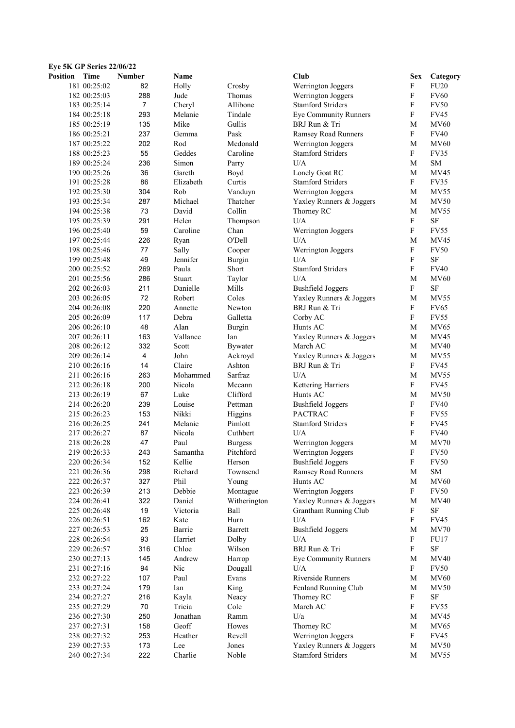**Eye 5K GP Series 22/06/22**

| Position | Time | Number | Name | | Club | Sex | Category |
|---|---|---|---|---|---|---|---|
| 181 | 00:25:02 | 82 | Holly | Crosby | Werrington Joggers | F | FU20 |
| 182 | 00:25:03 | 288 | Jude | Thomas | Werrington Joggers | F | FV60 |
| 183 | 00:25:14 | 7 | Cheryl | Allibone | Stamford Striders | F | FV50 |
| 184 | 00:25:18 | 293 | Melanie | Tindale | Eye Community Runners | F | FV45 |
| 185 | 00:25:19 | 135 | Mike | Gullis | BRJ Run & Tri | M | MV60 |
| 186 | 00:25:21 | 237 | Gemma | Pask | Ramsey Road Runners | F | FV40 |
| 187 | 00:25:22 | 202 | Rod | Mcdonald | Werrington Joggers | M | MV60 |
| 188 | 00:25:23 | 55 | Geddes | Caroline | Stamford Striders | F | FV35 |
| 189 | 00:25:24 | 236 | Simon | Parry | U/A | M | SM |
| 190 | 00:25:26 | 36 | Gareth | Boyd | Lonely Goat RC | M | MV45 |
| 191 | 00:25:28 | 86 | Elizabeth | Curtis | Stamford Striders | F | FV35 |
| 192 | 00:25:30 | 304 | Rob | Vanduyn | Werrington Joggers | M | MV55 |
| 193 | 00:25:34 | 287 | Michael | Thatcher | Yaxley Runners & Joggers | M | MV50 |
| 194 | 00:25:38 | 73 | David | Collin | Thorney RC | M | MV55 |
| 195 | 00:25:39 | 291 | Helen | Thompson | U/A | F | SF |
| 196 | 00:25:40 | 59 | Caroline | Chan | Werrington Joggers | F | FV55 |
| 197 | 00:25:44 | 226 | Ryan | O'Dell | U/A | M | MV45 |
| 198 | 00:25:46 | 77 | Sally | Cooper | Werrington Joggers | F | FV50 |
| 199 | 00:25:48 | 49 | Jennifer | Burgin | U/A | F | SF |
| 200 | 00:25:52 | 269 | Paula | Short | Stamford Striders | F | FV40 |
| 201 | 00:25:56 | 286 | Stuart | Taylor | U/A | M | MV60 |
| 202 | 00:26:03 | 211 | Danielle | Mills | Bushfield Joggers | F | SF |
| 203 | 00:26:05 | 72 | Robert | Coles | Yaxley Runners & Joggers | M | MV55 |
| 204 | 00:26:08 | 220 | Annette | Newton | BRJ Run & Tri | F | FV65 |
| 205 | 00:26:09 | 117 | Debra | Galletta | Corby AC | F | FV55 |
| 206 | 00:26:10 | 48 | Alan | Burgin | Hunts AC | M | MV65 |
| 207 | 00:26:11 | 163 | Vallance | Ian | Yaxley Runners & Joggers | M | MV45 |
| 208 | 00:26:12 | 332 | Scott | Bywater | March AC | M | MV40 |
| 209 | 00:26:14 | 4 | John | Ackroyd | Yaxley Runners & Joggers | M | MV55 |
| 210 | 00:26:16 | 14 | Claire | Ashton | BRJ Run & Tri | F | FV45 |
| 211 | 00:26:16 | 263 | Mohammed | Sarfraz | U/A | M | MV55 |
| 212 | 00:26:18 | 200 | Nicola | Mccann | Kettering Harriers | F | FV45 |
| 213 | 00:26:19 | 67 | Luke | Clifford | Hunts AC | M | MV50 |
| 214 | 00:26:20 | 239 | Louise | Pettman | Bushfield Joggers | F | FV40 |
| 215 | 00:26:23 | 153 | Nikki | Higgins | PACTRAC | F | FV55 |
| 216 | 00:26:25 | 241 | Melanie | Pimlott | Stamford Striders | F | FV45 |
| 217 | 00:26:27 | 87 | Nicola | Cuthbert | U/A | F | FV40 |
| 218 | 00:26:28 | 47 | Paul | Burgess | Werrington Joggers | M | MV70 |
| 219 | 00:26:33 | 243 | Samantha | Pitchford | Werrington Joggers | F | FV50 |
| 220 | 00:26:34 | 152 | Kellie | Herson | Bushfield Joggers | F | FV50 |
| 221 | 00:26:36 | 298 | Richard | Townsend | Ramsey Road Runners | M | SM |
| 222 | 00:26:37 | 327 | Phil | Young | Hunts AC | M | MV60 |
| 223 | 00:26:39 | 213 | Debbie | Montague | Werrington Joggers | F | FV50 |
| 224 | 00:26:41 | 322 | Daniel | Witherington | Yaxley Runners & Joggers | M | MV40 |
| 225 | 00:26:48 | 19 | Victoria | Ball | Grantham Running Club | F | SF |
| 226 | 00:26:51 | 162 | Kate | Hurn | U/A | F | FV45 |
| 227 | 00:26:53 | 25 | Barrie | Barrett | Bushfield Joggers | M | MV70 |
| 228 | 00:26:54 | 93 | Harriet | Dolby | U/A | F | FU17 |
| 229 | 00:26:57 | 316 | Chloe | Wilson | BRJ Run & Tri | F | SF |
| 230 | 00:27:13 | 145 | Andrew | Harrop | Eye Community Runners | M | MV40 |
| 231 | 00:27:16 | 94 | Nic | Dougall | U/A | F | FV50 |
| 232 | 00:27:22 | 107 | Paul | Evans | Riverside Runners | M | MV60 |
| 233 | 00:27:24 | 179 | Ian | King | Fenland Running Club | M | MV50 |
| 234 | 00:27:27 | 216 | Kayla | Neacy | Thorney RC | F | SF |
| 235 | 00:27:29 | 70 | Tricia | Cole | March AC | F | FV55 |
| 236 | 00:27:30 | 250 | Jonathan | Ramm | U/a | M | MV45 |
| 237 | 00:27:31 | 158 | Geoff | Howes | Thorney RC | M | MV65 |
| 238 | 00:27:32 | 253 | Heather | Revell | Werrington Joggers | F | FV45 |
| 239 | 00:27:33 | 173 | Lee | Jones | Yaxley Runners & Joggers | M | MV50 |
| 240 | 00:27:34 | 222 | Charlie | Noble | Stamford Striders | M | MV55 |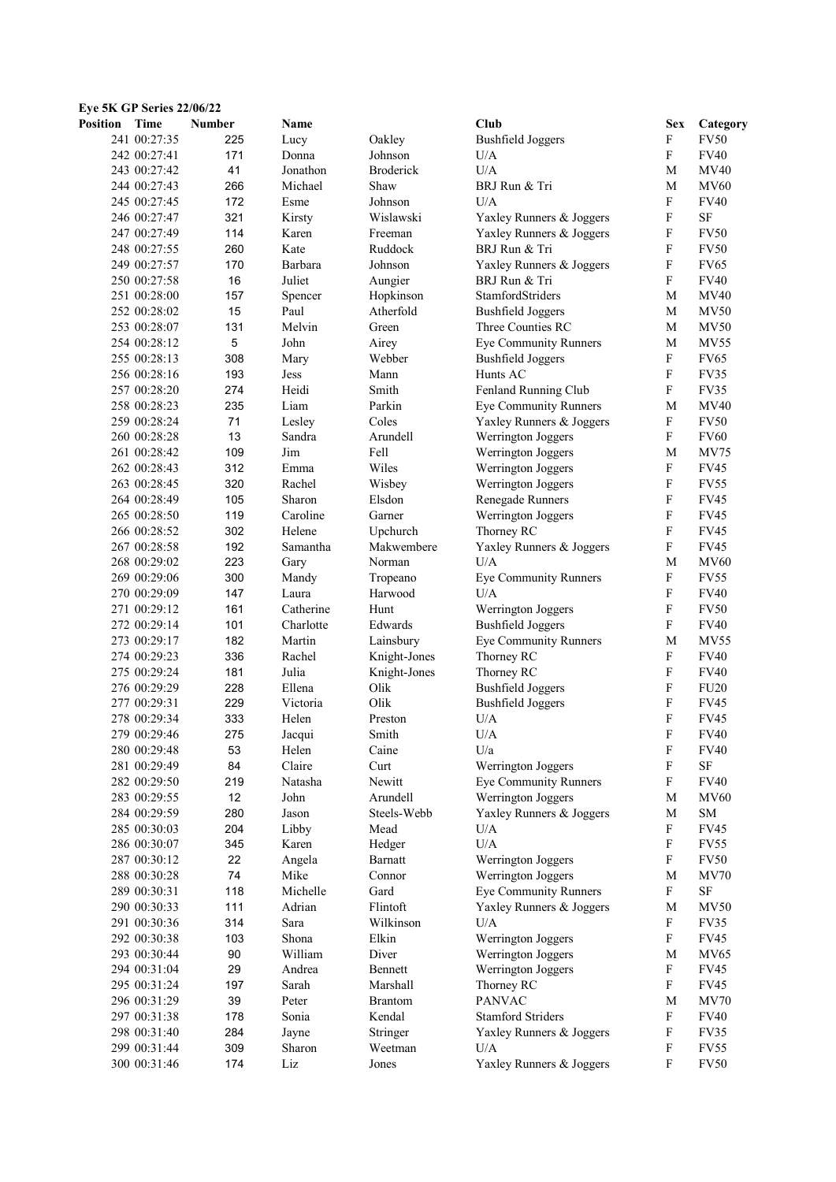**Eye 5K GP Series 22/06/22**

| Position | Time | Number | Name | | Club | Sex | Category |
|---|---|---|---|---|---|---|---|
| 241 | 00:27:35 | 225 | Lucy | Oakley | Bushfield Joggers | F | FV50 |
| 242 | 00:27:41 | 171 | Donna | Johnson | U/A | F | FV40 |
| 243 | 00:27:42 | 41 | Jonathon | Broderick | U/A | M | MV40 |
| 244 | 00:27:43 | 266 | Michael | Shaw | BRJ Run & Tri | M | MV60 |
| 245 | 00:27:45 | 172 | Esme | Johnson | U/A | F | FV40 |
| 246 | 00:27:47 | 321 | Kirsty | Wislawski | Yaxley Runners & Joggers | F | SF |
| 247 | 00:27:49 | 114 | Karen | Freeman | Yaxley Runners & Joggers | F | FV50 |
| 248 | 00:27:55 | 260 | Kate | Ruddock | BRJ Run & Tri | F | FV50 |
| 249 | 00:27:57 | 170 | Barbara | Johnson | Yaxley Runners & Joggers | F | FV65 |
| 250 | 00:27:58 | 16 | Juliet | Aungier | BRJ Run & Tri | F | FV40 |
| 251 | 00:28:00 | 157 | Spencer | Hopkinson | StamfordStriders | M | MV40 |
| 252 | 00:28:02 | 15 | Paul | Atherfold | Bushfield Joggers | M | MV50 |
| 253 | 00:28:07 | 131 | Melvin | Green | Three Counties RC | M | MV50 |
| 254 | 00:28:12 | 5 | John | Airey | Eye Community Runners | M | MV55 |
| 255 | 00:28:13 | 308 | Mary | Webber | Bushfield Joggers | F | FV65 |
| 256 | 00:28:16 | 193 | Jess | Mann | Hunts AC | F | FV35 |
| 257 | 00:28:20 | 274 | Heidi | Smith | Fenland Running Club | F | FV35 |
| 258 | 00:28:23 | 235 | Liam | Parkin | Eye Community Runners | M | MV40 |
| 259 | 00:28:24 | 71 | Lesley | Coles | Yaxley Runners & Joggers | F | FV50 |
| 260 | 00:28:28 | 13 | Sandra | Arundell | Werrington Joggers | F | FV60 |
| 261 | 00:28:42 | 109 | Jim | Fell | Werrington Joggers | M | MV75 |
| 262 | 00:28:43 | 312 | Emma | Wiles | Werrington Joggers | F | FV45 |
| 263 | 00:28:45 | 320 | Rachel | Wisbey | Werrington Joggers | F | FV55 |
| 264 | 00:28:49 | 105 | Sharon | Elsdon | Renegade Runners | F | FV45 |
| 265 | 00:28:50 | 119 | Caroline | Garner | Werrington Joggers | F | FV45 |
| 266 | 00:28:52 | 302 | Helene | Upchurch | Thorney RC | F | FV45 |
| 267 | 00:28:58 | 192 | Samantha | Makwembere | Yaxley Runners & Joggers | F | FV45 |
| 268 | 00:29:02 | 223 | Gary | Norman | U/A | M | MV60 |
| 269 | 00:29:06 | 300 | Mandy | Tropeano | Eye Community Runners | F | FV55 |
| 270 | 00:29:09 | 147 | Laura | Harwood | U/A | F | FV40 |
| 271 | 00:29:12 | 161 | Catherine | Hunt | Werrington Joggers | F | FV50 |
| 272 | 00:29:14 | 101 | Charlotte | Edwards | Bushfield Joggers | F | FV40 |
| 273 | 00:29:17 | 182 | Martin | Lainsbury | Eye Community Runners | M | MV55 |
| 274 | 00:29:23 | 336 | Rachel | Knight-Jones | Thorney RC | F | FV40 |
| 275 | 00:29:24 | 181 | Julia | Knight-Jones | Thorney RC | F | FV40 |
| 276 | 00:29:29 | 228 | Ellena | Olik | Bushfield Joggers | F | FU20 |
| 277 | 00:29:31 | 229 | Victoria | Olik | Bushfield Joggers | F | FV45 |
| 278 | 00:29:34 | 333 | Helen | Preston | U/A | F | FV45 |
| 279 | 00:29:46 | 275 | Jacqui | Smith | U/A | F | FV40 |
| 280 | 00:29:48 | 53 | Helen | Caine | U/a | F | FV40 |
| 281 | 00:29:49 | 84 | Claire | Curt | Werrington Joggers | F | SF |
| 282 | 00:29:50 | 219 | Natasha | Newitt | Eye Community Runners | F | FV40 |
| 283 | 00:29:55 | 12 | John | Arundell | Werrington Joggers | M | MV60 |
| 284 | 00:29:59 | 280 | Jason | Steels-Webb | Yaxley Runners & Joggers | M | SM |
| 285 | 00:30:03 | 204 | Libby | Mead | U/A | F | FV45 |
| 286 | 00:30:07 | 345 | Karen | Hedger | U/A | F | FV55 |
| 287 | 00:30:12 | 22 | Angela | Barnatt | Werrington Joggers | F | FV50 |
| 288 | 00:30:28 | 74 | Mike | Connor | Werrington Joggers | M | MV70 |
| 289 | 00:30:31 | 118 | Michelle | Gard | Eye Community Runners | F | SF |
| 290 | 00:30:33 | 111 | Adrian | Flintoft | Yaxley Runners & Joggers | M | MV50 |
| 291 | 00:30:36 | 314 | Sara | Wilkinson | U/A | F | FV35 |
| 292 | 00:30:38 | 103 | Shona | Elkin | Werrington Joggers | F | FV45 |
| 293 | 00:30:44 | 90 | William | Diver | Werrington Joggers | M | MV65 |
| 294 | 00:31:04 | 29 | Andrea | Bennett | Werrington Joggers | F | FV45 |
| 295 | 00:31:24 | 197 | Sarah | Marshall | Thorney RC | F | FV45 |
| 296 | 00:31:29 | 39 | Peter | Brantom | PANVAC | M | MV70 |
| 297 | 00:31:38 | 178 | Sonia | Kendal | Stamford Striders | F | FV40 |
| 298 | 00:31:40 | 284 | Jayne | Stringer | Yaxley Runners & Joggers | F | FV35 |
| 299 | 00:31:44 | 309 | Sharon | Weetman | U/A | F | FV55 |
| 300 | 00:31:46 | 174 | Liz | Jones | Yaxley Runners & Joggers | F | FV50 |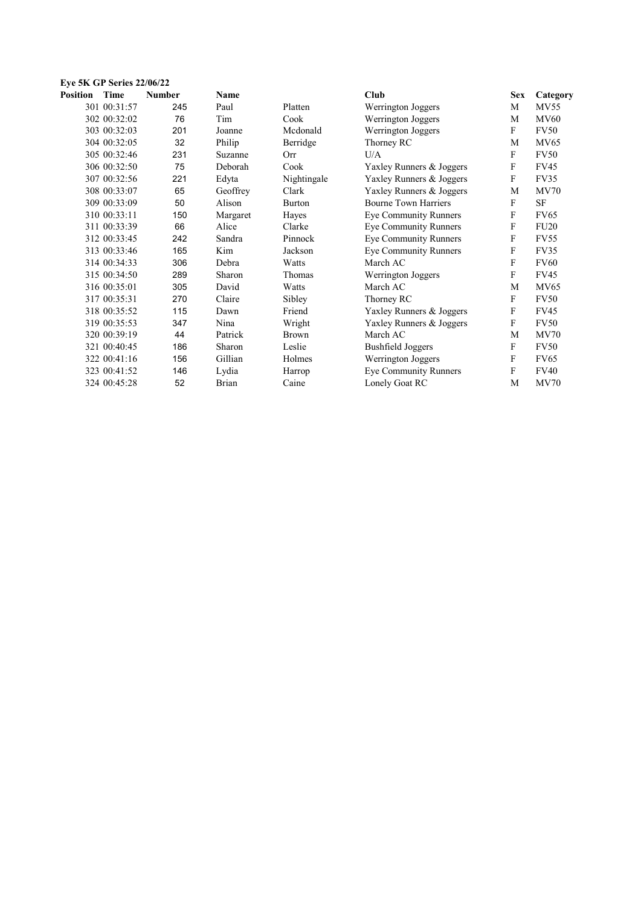**Eye 5K GP Series 22/06/22**

| Position | Time | Number | Name | | Club | Sex | Category |
|---|---|---|---|---|---|---|---|
| 301 | 00:31:57 | 245 | Paul | Platten | Werrington Joggers | M | MV55 |
| 302 | 00:32:02 | 76 | Tim | Cook | Werrington Joggers | M | MV60 |
| 303 | 00:32:03 | 201 | Joanne | Mcdonald | Werrington Joggers | F | FV50 |
| 304 | 00:32:05 | 32 | Philip | Berridge | Thorney RC | M | MV65 |
| 305 | 00:32:46 | 231 | Suzanne | Orr | U/A | F | FV50 |
| 306 | 00:32:50 | 75 | Deborah | Cook | Yaxley Runners & Joggers | F | FV45 |
| 307 | 00:32:56 | 221 | Edyta | Nightingale | Yaxley Runners & Joggers | F | FV35 |
| 308 | 00:33:07 | 65 | Geoffrey | Clark | Yaxley Runners & Joggers | M | MV70 |
| 309 | 00:33:09 | 50 | Alison | Burton | Bourne Town Harriers | F | SF |
| 310 | 00:33:11 | 150 | Margaret | Hayes | Eye Community Runners | F | FV65 |
| 311 | 00:33:39 | 66 | Alice | Clarke | Eye Community Runners | F | FU20 |
| 312 | 00:33:45 | 242 | Sandra | Pinnock | Eye Community Runners | F | FV55 |
| 313 | 00:33:46 | 165 | Kim | Jackson | Eye Community Runners | F | FV35 |
| 314 | 00:34:33 | 306 | Debra | Watts | March AC | F | FV60 |
| 315 | 00:34:50 | 289 | Sharon | Thomas | Werrington Joggers | F | FV45 |
| 316 | 00:35:01 | 305 | David | Watts | March AC | M | MV65 |
| 317 | 00:35:31 | 270 | Claire | Sibley | Thorney RC | F | FV50 |
| 318 | 00:35:52 | 115 | Dawn | Friend | Yaxley Runners & Joggers | F | FV45 |
| 319 | 00:35:53 | 347 | Nina | Wright | Yaxley Runners & Joggers | F | FV50 |
| 320 | 00:39:19 | 44 | Patrick | Brown | March AC | M | MV70 |
| 321 | 00:40:45 | 186 | Sharon | Leslie | Bushfield Joggers | F | FV50 |
| 322 | 00:41:16 | 156 | Gillian | Holmes | Werrington Joggers | F | FV65 |
| 323 | 00:41:52 | 146 | Lydia | Harrop | Eye Community Runners | F | FV40 |
| 324 | 00:45:28 | 52 | Brian | Caine | Lonely Goat RC | M | MV70 |